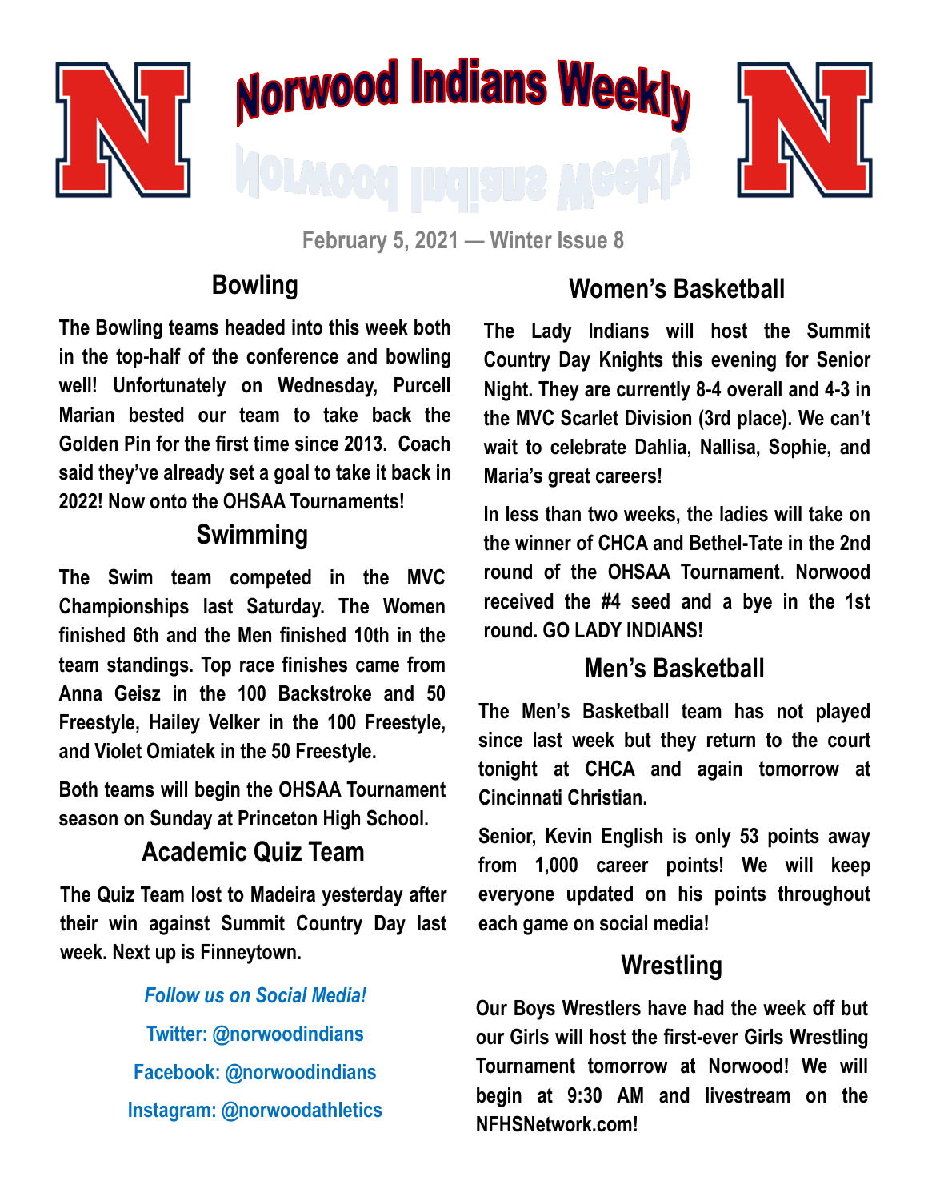# Norwood Indians Weekly

February 5, 2021 — Winter Issue 8

## Bowling

The Bowling teams headed into this week both in the top-half of the conference and bowling well! Unfortunately on Wednesday, Purcell Marian bested our team to take back the Golden Pin for the first time since 2013. Coach said they've already set a goal to take it back in 2022! Now onto the OHSAA Tournaments!

## Swimming

The Swim team competed in the MVC Championships last Saturday. The Women finished 6th and the Men finished 10th in the team standings. Top race finishes came from Anna Geisz in the 100 Backstroke and 50 Freestyle, Hailey Velker in the 100 Freestyle, and Violet Omiatek in the 50 Freestyle.

Both teams will begin the OHSAA Tournament season on Sunday at Princeton High School.

## Academic Quiz Team

The Quiz Team lost to Madeira yesterday after their win against Summit Country Day last week. Next up is Finneytown.

*Follow us on Social Media!*

Twitter: @norwoodindians

Facebook: @norwoodindians

Instagram: @norwoodathletics

## Women's Basketball

The Lady Indians will host the Summit Country Day Knights this evening for Senior Night. They are currently 8-4 overall and 4-3 in the MVC Scarlet Division (3rd place). We can't wait to celebrate Dahlia, Nallisa, Sophie, and Maria's great careers!

In less than two weeks, the ladies will take on the winner of CHCA and Bethel-Tate in the 2nd round of the OHSAA Tournament. Norwood received the #4 seed and a bye in the 1st round. GO LADY INDIANS!

## Men's Basketball

The Men's Basketball team has not played since last week but they return to the court tonight at CHCA and again tomorrow at Cincinnati Christian.

Senior, Kevin English is only 53 points away from 1,000 career points! We will keep everyone updated on his points throughout each game on social media!

## Wrestling

Our Boys Wrestlers have had the week off but our Girls will host the first-ever Girls Wrestling Tournament tomorrow at Norwood! We will begin at 9:30 AM and livestream on the NFHSNetwork.com!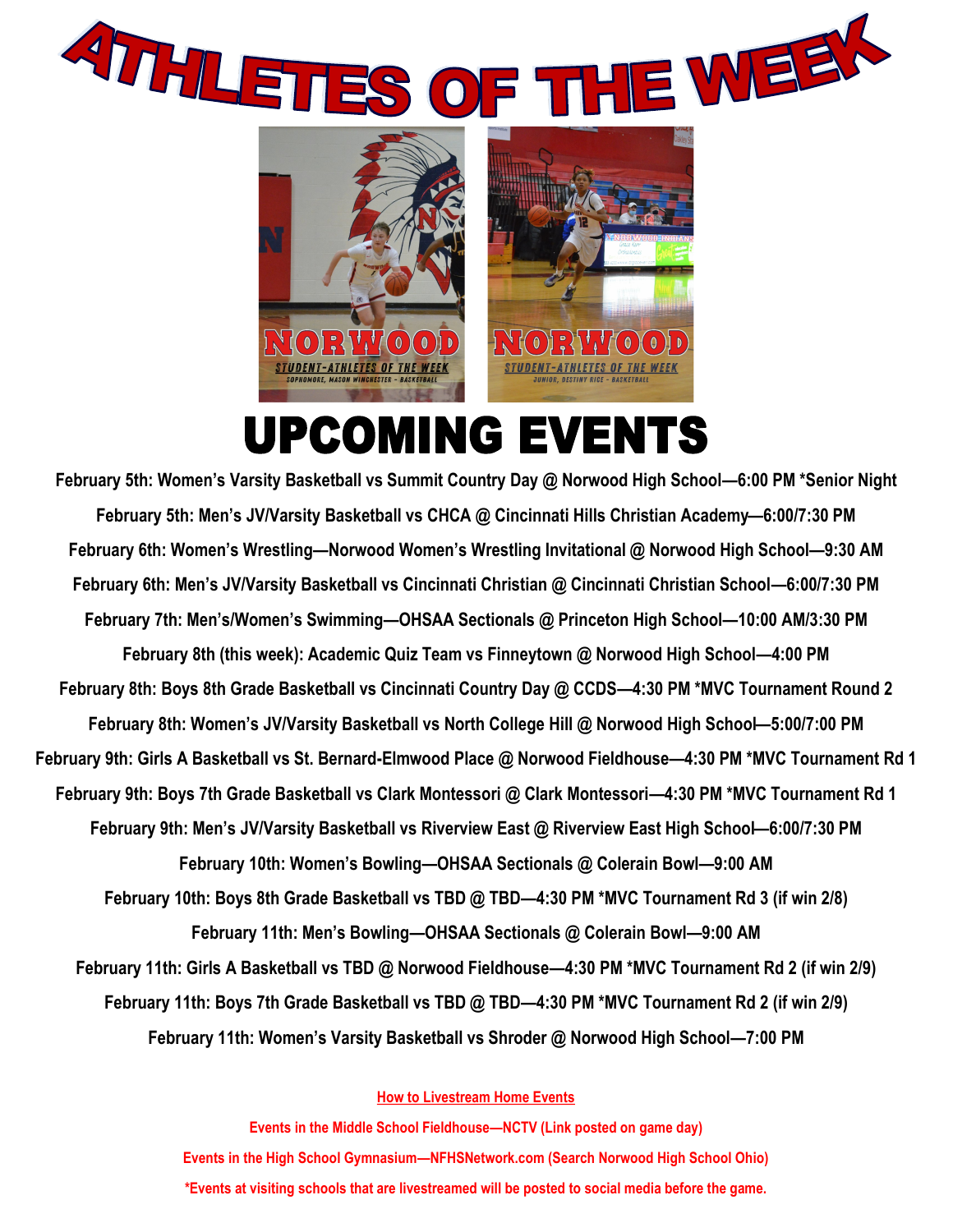# ATHLETES OF THE WEEK

NORWOOD
STUDENT-ATHLETES OF THE WEEK
SOPHOMORE, MASON WINCHESTER - BASKETBALL

NORWOOD
STUDENT-ATHLETES OF THE WEEK
JUNIOR, DESTINY RICE - BASKETBALL

# UPCOMING EVENTS

**February 5th: Women's Varsity Basketball vs Summit Country Day @ Norwood High School—6:00 PM *Senior Night**

**February 5th: Men's JV/Varsity Basketball vs CHCA @ Cincinnati Hills Christian Academy—6:00/7:30 PM**

**February 6th: Women's Wrestling—Norwood Women's Wrestling Invitational @ Norwood High School—9:30 AM**

**February 6th: Men's JV/Varsity Basketball vs Cincinnati Christian @ Cincinnati Christian School—6:00/7:30 PM**

**February 7th: Men's/Women's Swimming—OHSAA Sectionals @ Princeton High School—10:00 AM/3:30 PM**

**February 8th (this week): Academic Quiz Team vs Finneytown @ Norwood High School—4:00 PM**

**February 8th: Boys 8th Grade Basketball vs Cincinnati Country Day @ CCDS—4:30 PM *MVC Tournament Round 2**

**February 8th: Women's JV/Varsity Basketball vs North College Hill @ Norwood High School—5:00/7:00 PM**

**February 9th: Girls A Basketball vs St. Bernard-Elmwood Place @ Norwood Fieldhouse—4:30 PM *MVC Tournament Rd 1**

**February 9th: Boys 7th Grade Basketball vs Clark Montessori @ Clark Montessori—4:30 PM *MVC Tournament Rd 1**

**February 9th: Men's JV/Varsity Basketball vs Riverview East @ Riverview East High School—6:00/7:30 PM**

**February 10th: Women's Bowling—OHSAA Sectionals @ Colerain Bowl—9:00 AM**

**February 10th: Boys 8th Grade Basketball vs TBD @ TBD—4:30 PM *MVC Tournament Rd 3 (if win 2/8)**

**February 11th: Men's Bowling—OHSAA Sectionals @ Colerain Bowl—9:00 AM**

**February 11th: Girls A Basketball vs TBD @ Norwood Fieldhouse—4:30 PM *MVC Tournament Rd 2 (if win 2/9)**

**February 11th: Boys 7th Grade Basketball vs TBD @ TBD—4:30 PM *MVC Tournament Rd 2 (if win 2/9)**

**February 11th: Women's Varsity Basketball vs Shroder @ Norwood High School—7:00 PM**

**How to Livestream Home Events**

**Events in the Middle School Fieldhouse—NCTV (Link posted on game day)**

**Events in the High School Gymnasium—NFHSNetwork.com (Search Norwood High School Ohio)**

***Events at visiting schools that are livestreamed will be posted to social media before the game.**